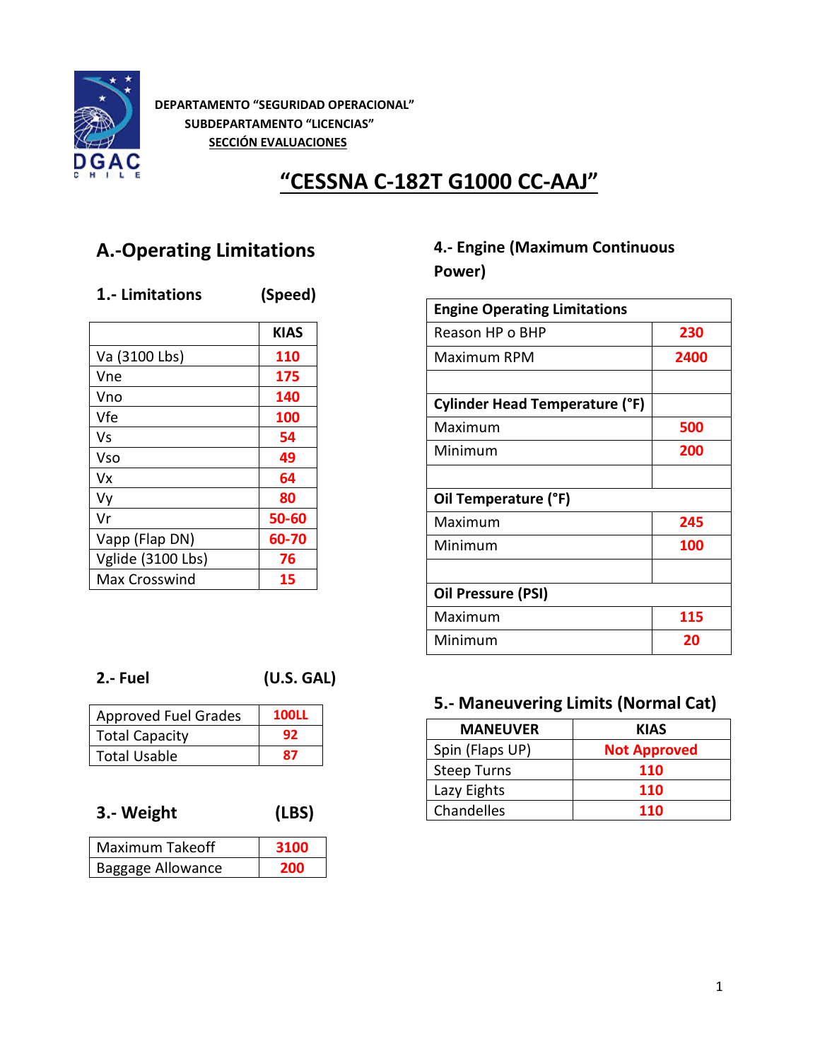DEPARTAMENTO “SEGURIDAD OPERACIONAL”

SUBDEPARTAMENTO “LICENCIAS”

SECCIÓN EVALUACIONES

# “CESSNA C-182T G1000 CC-AAJ”

## A.-Operating Limitations

### 1.- Limitations (Speed)

| | KIAS |
|---|---|
| Va (3100 Lbs) | 110 |
| Vne | 175 |
| Vno | 140 |
| Vfe | 100 |
| Vs | 54 |
| Vso | 49 |
| Vx | 64 |
| Vy | 80 |
| Vr | 50-60 |
| Vapp (Flap DN) | 60-70 |
| Vglide (3100 Lbs) | 76 |
| Max Crosswind | 15 |

### 2.- Fuel (U.S. GAL)

| | |
|---|---|
| Approved Fuel Grades | 100LL |
| Total Capacity | 92 |
| Total Usable | 87 |

### 3.- Weight (LBS)

| | |
|---|---|
| Maximum Takeoff | 3100 |
| Baggage Allowance | 200 |

### 4.- Engine (Maximum Continuous Power)

| Engine Operating Limitations | |
|---|---|
| Reason HP o BHP | 230 |
| Maximum RPM | 2400 |
| | |
| **Cylinder Head Temperature (°F)** | |
| Maximum | 500 |
| Minimum | 200 |
| | |
| **Oil Temperature (°F)** | |
| Maximum | 245 |
| Minimum | 100 |
| | |
| **Oil Pressure (PSI)** | |
| Maximum | 115 |
| Minimum | 20 |

### 5.- Maneuvering Limits (Normal Cat)

| MANEUVER | KIAS |
|---|---|
| Spin (Flaps UP) | Not Approved |
| Steep Turns | 110 |
| Lazy Eights | 110 |
| Chandelles | 110 |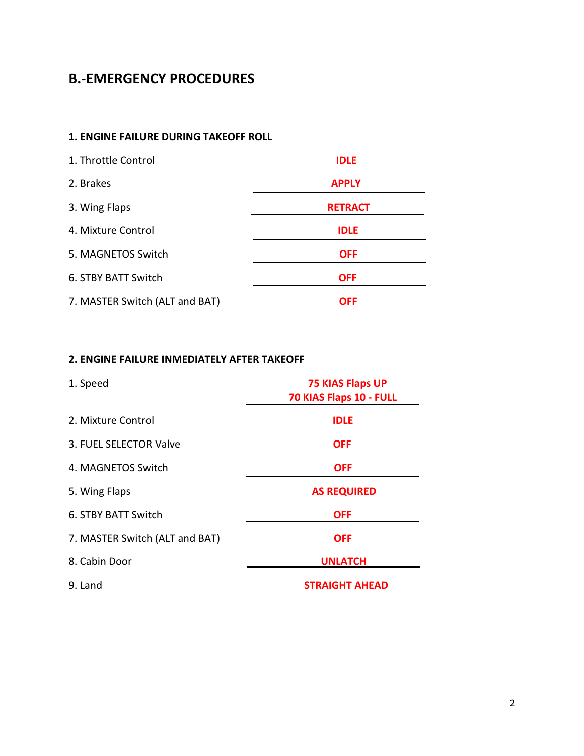# B.-EMERGENCY PROCEDURES

### 1. ENGINE FAILURE DURING TAKEOFF ROLL

| | |
|---|---|
| 1. Throttle Control | **IDLE** |
| 2. Brakes | **APPLY** |
| 3. Wing Flaps | **RETRACT** |
| 4. Mixture Control | **IDLE** |
| 5. MAGNETOS Switch | **OFF** |
| 6. STBY BATT Switch | **OFF** |
| 7. MASTER Switch (ALT and BAT) | **OFF** |

### 2. ENGINE FAILURE INMEDIATELY AFTER TAKEOFF

| | |
|---|---|
| 1. Speed | **75 KIAS Flaps UP**<br>**70 KIAS Flaps 10 - FULL** |
| 2. Mixture Control | **IDLE** |
| 3. FUEL SELECTOR Valve | **OFF** |
| 4. MAGNETOS Switch | **OFF** |
| 5. Wing Flaps | **AS REQUIRED** |
| 6. STBY BATT Switch | **OFF** |
| 7. MASTER Switch (ALT and BAT) | **OFF** |
| 8. Cabin Door | **UNLATCH** |
| 9. Land | **STRAIGHT AHEAD** |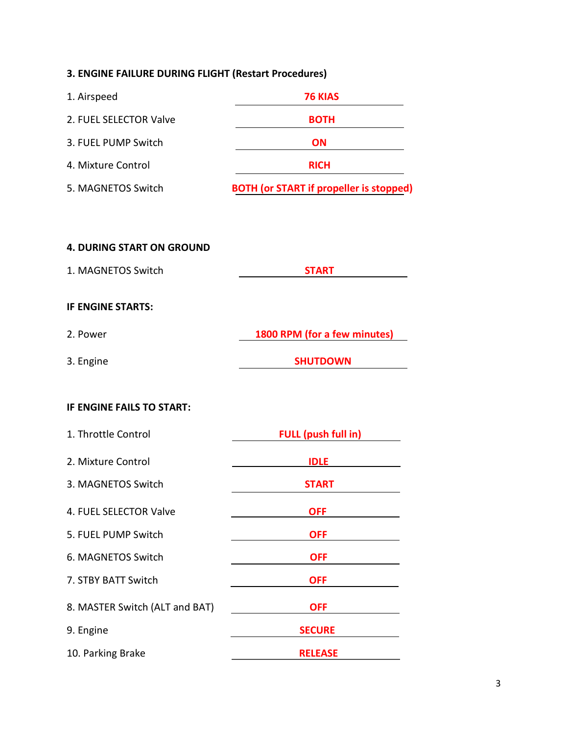### 3. ENGINE FAILURE DURING FLIGHT (Restart Procedures)

| | |
|---|---|
| 1. Airspeed | **76 KIAS** |
| 2. FUEL SELECTOR Valve | **BOTH** |
| 3. FUEL PUMP Switch | **ON** |
| 4. Mixture Control | **RICH** |
| 5. MAGNETOS Switch | **BOTH (or START if propeller is stopped)** |

### 4. DURING START ON GROUND

| | |
|---|---|
| 1. MAGNETOS Switch | **START** |

**IF ENGINE STARTS:**

| | |
|---|---|
| 2. Power | **1800 RPM (for a few minutes)** |
| 3. Engine | **SHUTDOWN** |

**IF ENGINE FAILS TO START:**

| | |
|---|---|
| 1. Throttle Control | **FULL (push full in)** |
| 2. Mixture Control | **IDLE** |
| 3. MAGNETOS Switch | **START** |
| 4. FUEL SELECTOR Valve | **OFF** |
| 5. FUEL PUMP Switch | **OFF** |
| 6. MAGNETOS Switch | **OFF** |
| 7. STBY BATT Switch | **OFF** |
| 8. MASTER Switch (ALT and BAT) | **OFF** |
| 9. Engine | **SECURE** |
| 10. Parking Brake | **RELEASE** |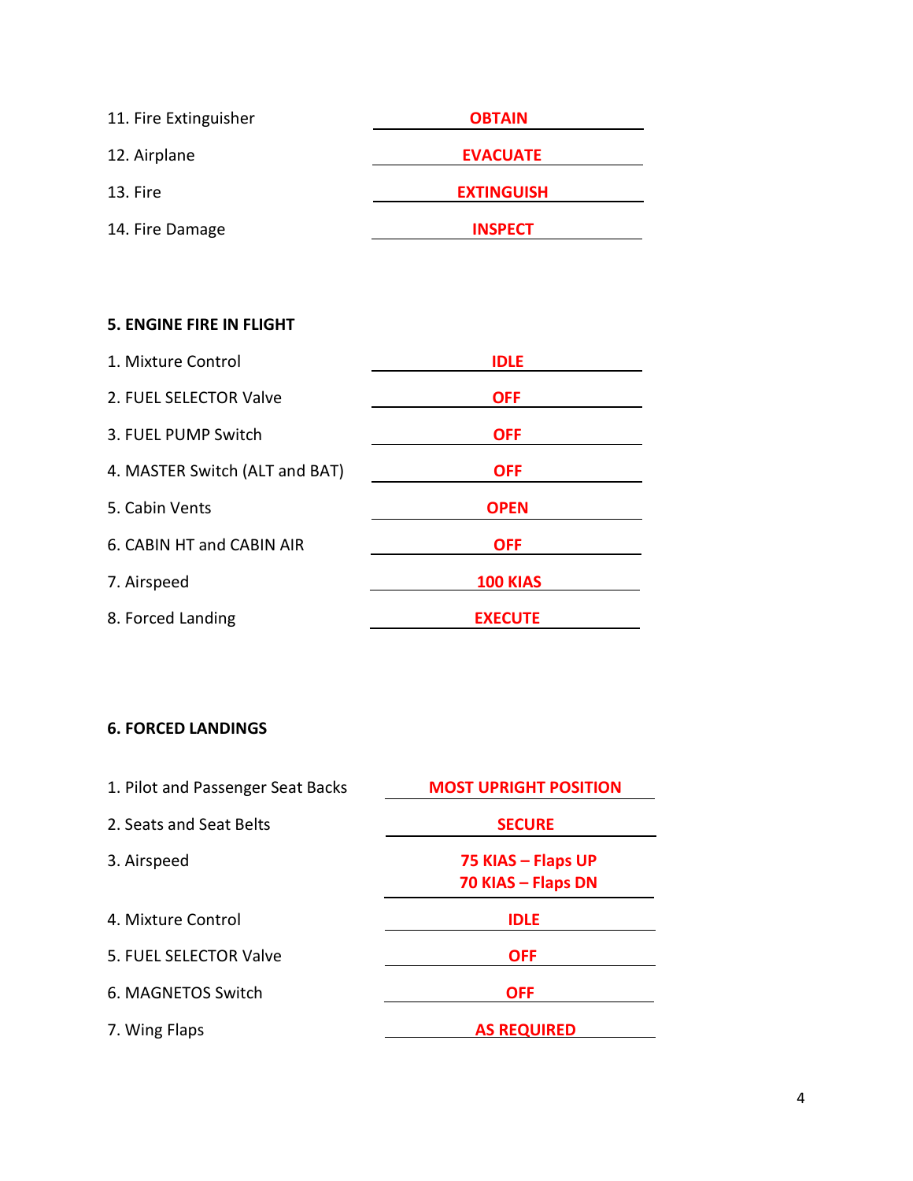11. Fire Extinguisher **OBTAIN**
12. Airplane **EVACUATE**
13. Fire **EXTINGUISH**
14. Fire Damage **INSPECT**

**5. ENGINE FIRE IN FLIGHT**

1. Mixture Control **IDLE**
2. FUEL SELECTOR Valve **OFF**
3. FUEL PUMP Switch **OFF**
4. MASTER Switch (ALT and BAT) **OFF**
5. Cabin Vents **OPEN**
6. CABIN HT and CABIN AIR **OFF**
7. Airspeed **100 KIAS**
8. Forced Landing **EXECUTE**

**6. FORCED LANDINGS**

1. Pilot and Passenger Seat Backs **MOST UPRIGHT POSITION**
2. Seats and Seat Belts **SECURE**
3. Airspeed **75 KIAS – Flaps UP**
   **70 KIAS – Flaps DN**
4. Mixture Control **IDLE**
5. FUEL SELECTOR Valve **OFF**
6. MAGNETOS Switch **OFF**
7. Wing Flaps **AS REQUIRED**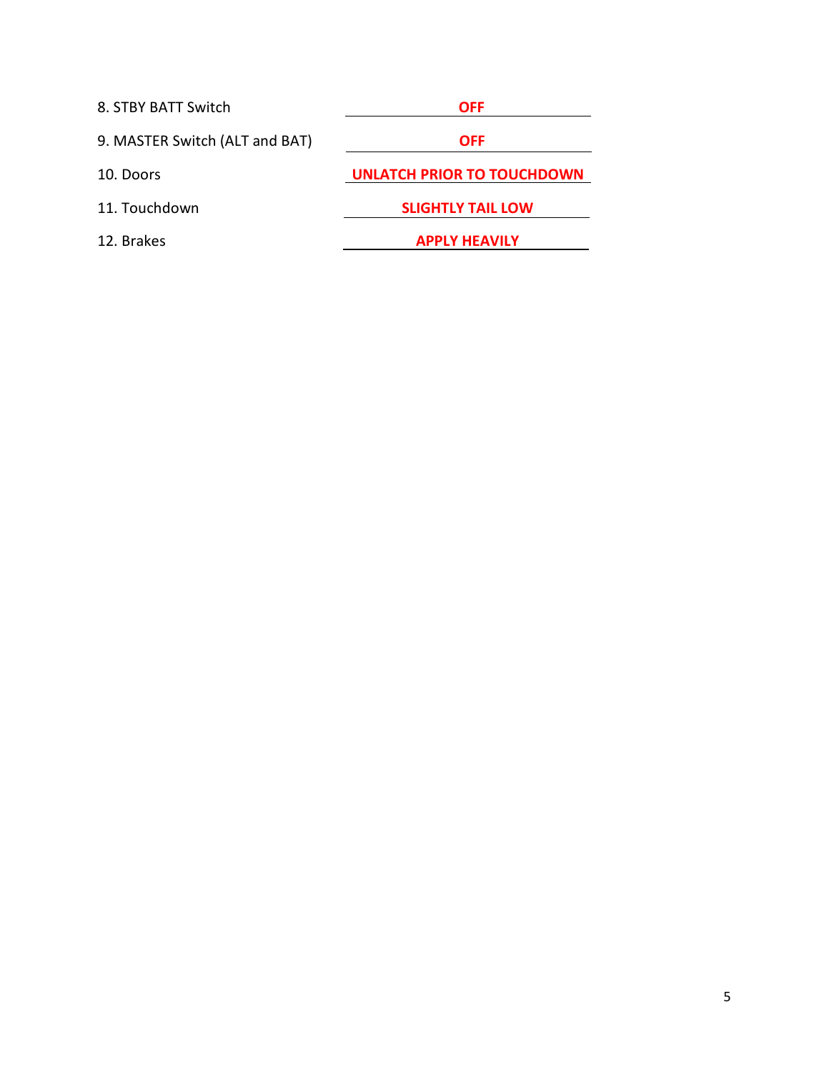| | |
|---|---|
| 8. STBY BATT Switch | **OFF** |
| 9. MASTER Switch (ALT and BAT) | **OFF** |
| 10. Doors | **UNLATCH PRIOR TO TOUCHDOWN** |
| 11. Touchdown | **SLIGHTLY TAIL LOW** |
| 12. Brakes | **APPLY HEAVILY** |